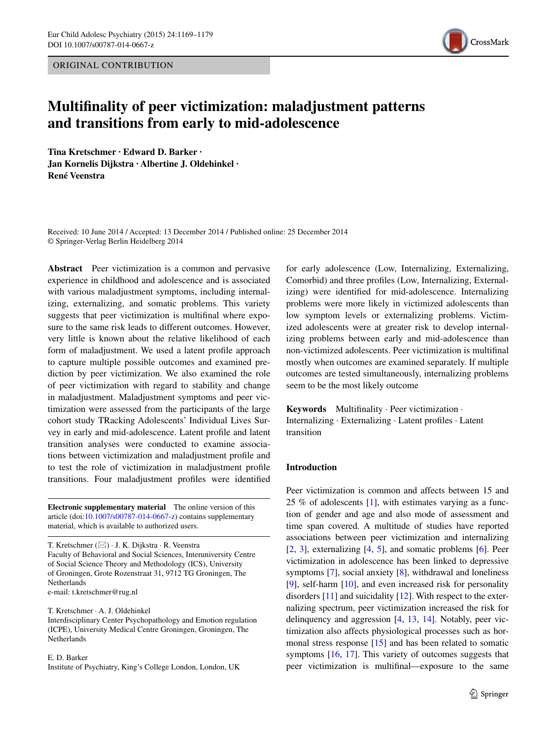ORIGINAL CONTRIBUTION

# Multifinality of peer victimization: maladjustment patterns and transitions from early to mid-adolescence

**Tina Kretschmer · Edward D. Barker · Jan Kornelis Dijkstra · Albertine J. Oldehinkel · René Veenstra**

Received: 10 June 2014 / Accepted: 13 December 2014 / Published online: 25 December 2014
© Springer-Verlag Berlin Heidelberg 2014

**Abstract** Peer victimization is a common and pervasive experience in childhood and adolescence and is associated with various maladjustment symptoms, including internalizing, externalizing, and somatic problems. This variety suggests that peer victimization is multifinal where exposure to the same risk leads to different outcomes. However, very little is known about the relative likelihood of each form of maladjustment. We used a latent profile approach to capture multiple possible outcomes and examined prediction by peer victimization. We also examined the role of peer victimization with regard to stability and change in maladjustment. Maladjustment symptoms and peer victimization were assessed from the participants of the large cohort study TRacking Adolescents' Individual Lives Survey in early and mid-adolescence. Latent profile and latent transition analyses were conducted to examine associations between victimization and maladjustment profile and to test the role of victimization in maladjustment profile transitions. Four maladjustment profiles were identified for early adolescence (Low, Internalizing, Externalizing, Comorbid) and three profiles (Low, Internalizing, Externalizing) were identified for mid-adolescence. Internalizing problems were more likely in victimized adolescents than low symptom levels or externalizing problems. Victimized adolescents were at greater risk to develop internalizing problems between early and mid-adolescence than non-victimized adolescents. Peer victimization is multifinal mostly when outcomes are examined separately. If multiple outcomes are tested simultaneously, internalizing problems seem to be the most likely outcome

**Keywords** Multifinality · Peer victimization · Internalizing · Externalizing · Latent profiles · Latent transition

**Electronic supplementary material** The online version of this article (doi:10.1007/s00787-014-0667-z) contains supplementary material, which is available to authorized users.

T. Kretschmer (✉) · J. K. Dijkstra · R. Veenstra
Faculty of Behavioral and Social Sciences, Interuniversity Centre of Social Science Theory and Methodology (ICS), University of Groningen, Grote Rozenstraat 31, 9712 TG Groningen, The Netherlands
e-mail: t.kretschmer@rug.nl

T. Kretschmer · A. J. Oldehinkel
Interdisciplinary Center Psychopathology and Emotion regulation (ICPE), University Medical Centre Groningen, Groningen, The Netherlands

E. D. Barker
Institute of Psychiatry, King's College London, London, UK

## Introduction

Peer victimization is common and affects between 15 and 25 % of adolescents [1], with estimates varying as a function of gender and age and also mode of assessment and time span covered. A multitude of studies have reported associations between peer victimization and internalizing [2, 3], externalizing [4, 5], and somatic problems [6]. Peer victimization in adolescence has been linked to depressive symptoms [7], social anxiety [8], withdrawal and loneliness [9], self-harm [10], and even increased risk for personality disorders [11] and suicidality [12]. With respect to the externalizing spectrum, peer victimization increased the risk for delinquency and aggression [4, 13, 14]. Notably, peer victimization also affects physiological processes such as hormonal stress response [15] and has been related to somatic symptoms [16, 17]. This variety of outcomes suggests that peer victimization is multifinal—exposure to the same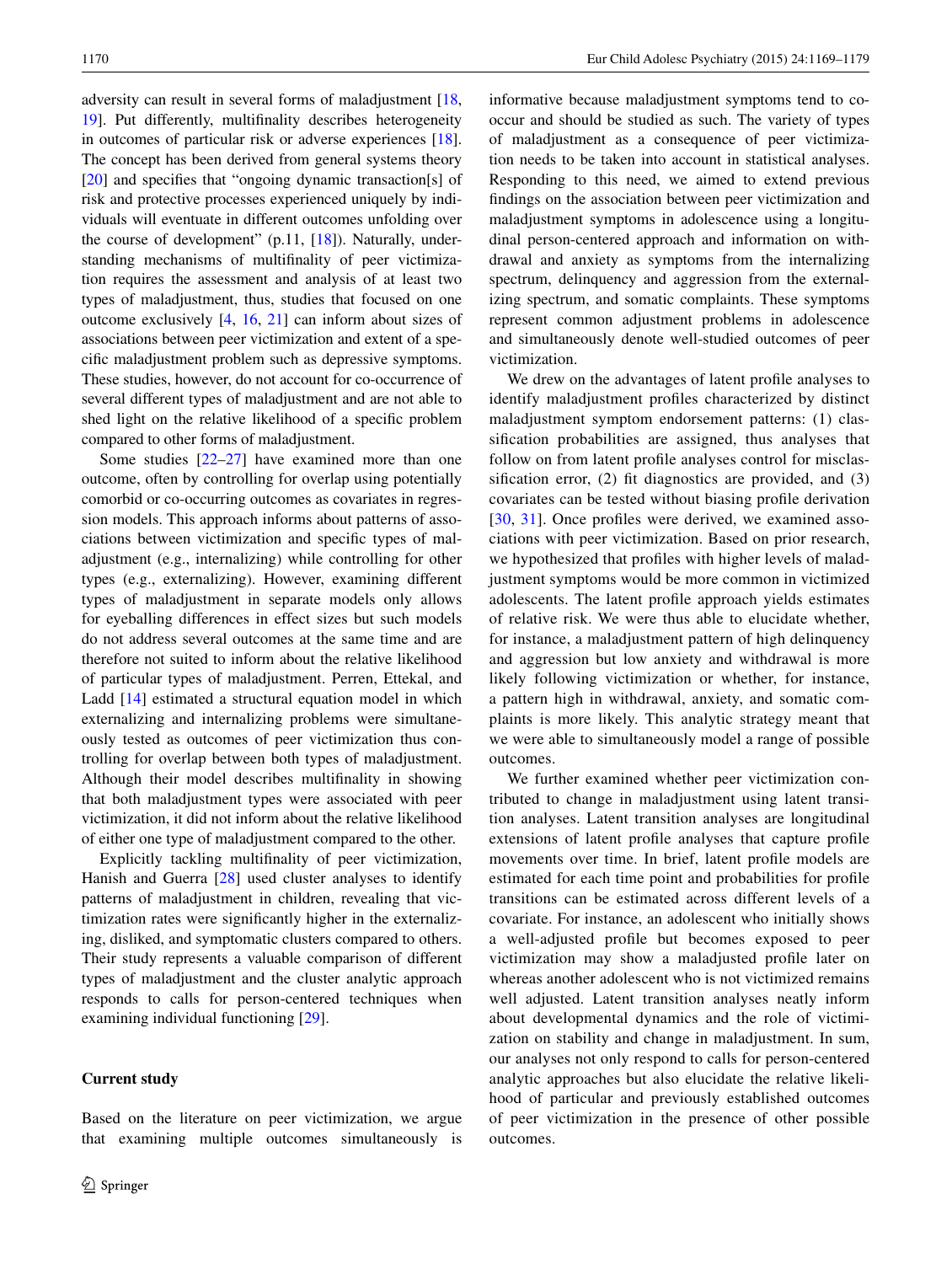adversity can result in several forms of maladjustment [18, 19]. Put differently, multifinality describes heterogeneity in outcomes of particular risk or adverse experiences [18]. The concept has been derived from general systems theory [20] and specifies that "ongoing dynamic transaction[s] of risk and protective processes experienced uniquely by individuals will eventuate in different outcomes unfolding over the course of development" (p.11, [18]). Naturally, understanding mechanisms of multifinality of peer victimization requires the assessment and analysis of at least two types of maladjustment, thus, studies that focused on one outcome exclusively [4, 16, 21] can inform about sizes of associations between peer victimization and extent of a specific maladjustment problem such as depressive symptoms. These studies, however, do not account for co-occurrence of several different types of maladjustment and are not able to shed light on the relative likelihood of a specific problem compared to other forms of maladjustment.

Some studies [22–27] have examined more than one outcome, often by controlling for overlap using potentially comorbid or co-occurring outcomes as covariates in regression models. This approach informs about patterns of associations between victimization and specific types of maladjustment (e.g., internalizing) while controlling for other types (e.g., externalizing). However, examining different types of maladjustment in separate models only allows for eyeballing differences in effect sizes but such models do not address several outcomes at the same time and are therefore not suited to inform about the relative likelihood of particular types of maladjustment. Perren, Ettekal, and Ladd [14] estimated a structural equation model in which externalizing and internalizing problems were simultaneously tested as outcomes of peer victimization thus controlling for overlap between both types of maladjustment. Although their model describes multifinality in showing that both maladjustment types were associated with peer victimization, it did not inform about the relative likelihood of either one type of maladjustment compared to the other.

Explicitly tackling multifinality of peer victimization, Hanish and Guerra [28] used cluster analyses to identify patterns of maladjustment in children, revealing that victimization rates were significantly higher in the externalizing, disliked, and symptomatic clusters compared to others. Their study represents a valuable comparison of different types of maladjustment and the cluster analytic approach responds to calls for person-centered techniques when examining individual functioning [29].

## Current study

Based on the literature on peer victimization, we argue that examining multiple outcomes simultaneously is informative because maladjustment symptoms tend to co-occur and should be studied as such. The variety of types of maladjustment as a consequence of peer victimization needs to be taken into account in statistical analyses. Responding to this need, we aimed to extend previous findings on the association between peer victimization and maladjustment symptoms in adolescence using a longitudinal person-centered approach and information on withdrawal and anxiety as symptoms from the internalizing spectrum, delinquency and aggression from the externalizing spectrum, and somatic complaints. These symptoms represent common adjustment problems in adolescence and simultaneously denote well-studied outcomes of peer victimization.

We drew on the advantages of latent profile analyses to identify maladjustment profiles characterized by distinct maladjustment symptom endorsement patterns: (1) classification probabilities are assigned, thus analyses that follow on from latent profile analyses control for misclassification error, (2) fit diagnostics are provided, and (3) covariates can be tested without biasing profile derivation [30, 31]. Once profiles were derived, we examined associations with peer victimization. Based on prior research, we hypothesized that profiles with higher levels of maladjustment symptoms would be more common in victimized adolescents. The latent profile approach yields estimates of relative risk. We were thus able to elucidate whether, for instance, a maladjustment pattern of high delinquency and aggression but low anxiety and withdrawal is more likely following victimization or whether, for instance, a pattern high in withdrawal, anxiety, and somatic complaints is more likely. This analytic strategy meant that we were able to simultaneously model a range of possible outcomes.

We further examined whether peer victimization contributed to change in maladjustment using latent transition analyses. Latent transition analyses are longitudinal extensions of latent profile analyses that capture profile movements over time. In brief, latent profile models are estimated for each time point and probabilities for profile transitions can be estimated across different levels of a covariate. For instance, an adolescent who initially shows a well-adjusted profile but becomes exposed to peer victimization may show a maladjusted profile later on whereas another adolescent who is not victimized remains well adjusted. Latent transition analyses neatly inform about developmental dynamics and the role of victimization on stability and change in maladjustment. In sum, our analyses not only respond to calls for person-centered analytic approaches but also elucidate the relative likelihood of particular and previously established outcomes of peer victimization in the presence of other possible outcomes.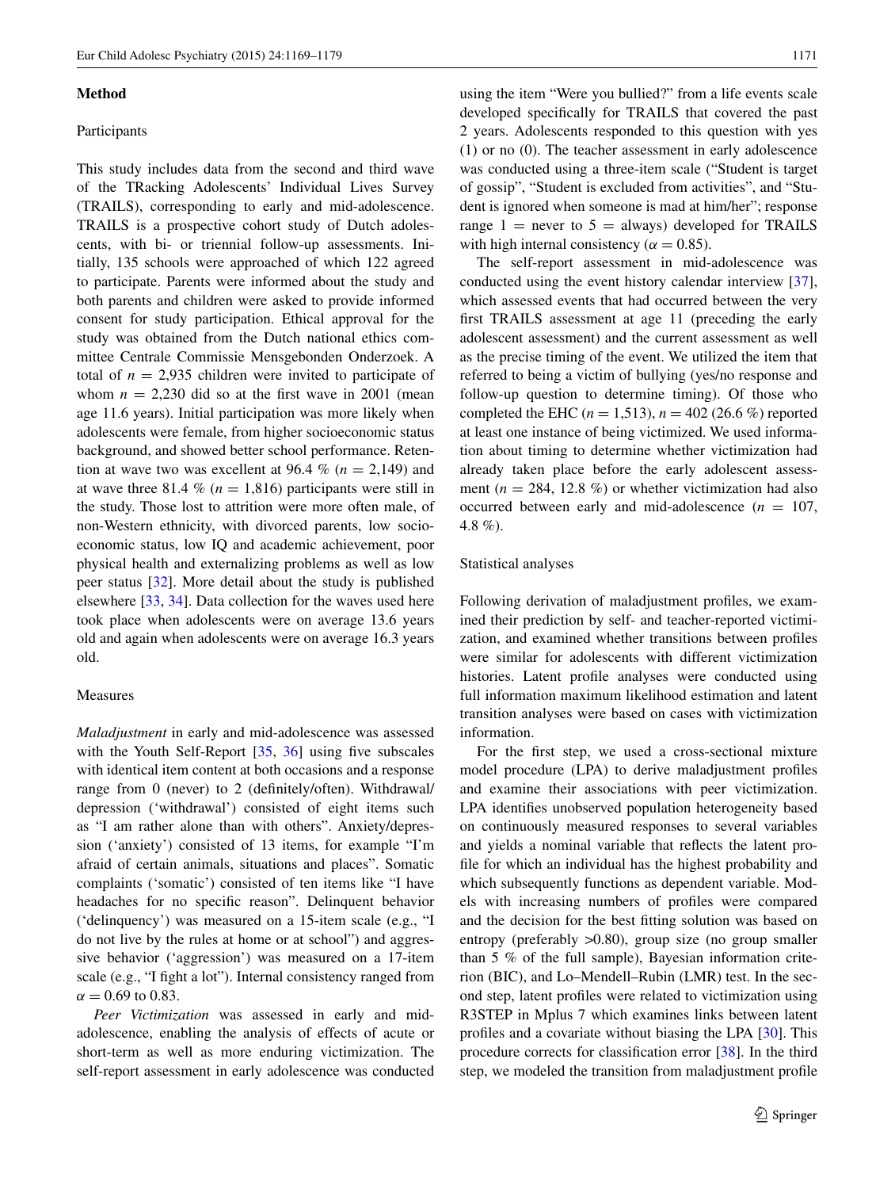## Method

### Participants

This study includes data from the second and third wave of the TRacking Adolescents' Individual Lives Survey (TRAILS), corresponding to early and mid-adolescence. TRAILS is a prospective cohort study of Dutch adolescents, with bi- or triennial follow-up assessments. Initially, 135 schools were approached of which 122 agreed to participate. Parents were informed about the study and both parents and children were asked to provide informed consent for study participation. Ethical approval for the study was obtained from the Dutch national ethics committee Centrale Commissie Mensgebonden Onderzoek. A total of $n = 2{,}935$ children were invited to participate of whom $n = 2{,}230$ did so at the first wave in 2001 (mean age 11.6 years). Initial participation was more likely when adolescents were female, from higher socioeconomic status background, and showed better school performance. Retention at wave two was excellent at 96.4 % ($n = 2{,}149$) and at wave three 81.4 % ($n = 1{,}816$) participants were still in the study. Those lost to attrition were more often male, of non-Western ethnicity, with divorced parents, low socioeconomic status, low IQ and academic achievement, poor physical health and externalizing problems as well as low peer status [32]. More detail about the study is published elsewhere [33, 34]. Data collection for the waves used here took place when adolescents were on average 13.6 years old and again when adolescents were on average 16.3 years old.

### Measures

*Maladjustment* in early and mid-adolescence was assessed with the Youth Self-Report [35, 36] using five subscales with identical item content at both occasions and a response range from 0 (never) to 2 (definitely/often). Withdrawal/depression ('withdrawal') consisted of eight items such as "I am rather alone than with others". Anxiety/depression ('anxiety') consisted of 13 items, for example "I'm afraid of certain animals, situations and places". Somatic complaints ('somatic') consisted of ten items like "I have headaches for no specific reason". Delinquent behavior ('delinquency') was measured on a 15-item scale (e.g., "I do not live by the rules at home or at school") and aggressive behavior ('aggression') was measured on a 17-item scale (e.g., "I fight a lot"). Internal consistency ranged from $\alpha = 0.69$ to 0.83.

*Peer Victimization* was assessed in early and mid-adolescence, enabling the analysis of effects of acute or short-term as well as more enduring victimization. The self-report assessment in early adolescence was conducted using the item "Were you bullied?" from a life events scale developed specifically for TRAILS that covered the past 2 years. Adolescents responded to this question with yes (1) or no (0). The teacher assessment in early adolescence was conducted using a three-item scale ("Student is target of gossip", "Student is excluded from activities", and "Student is ignored when someone is mad at him/her"; response range 1 = never to 5 = always) developed for TRAILS with high internal consistency ($\alpha = 0.85$).

The self-report assessment in mid-adolescence was conducted using the event history calendar interview [37], which assessed events that had occurred between the very first TRAILS assessment at age 11 (preceding the early adolescent assessment) and the current assessment as well as the precise timing of the event. We utilized the item that referred to being a victim of bullying (yes/no response and follow-up question to determine timing). Of those who completed the EHC ($n = 1{,}513$), $n = 402$ (26.6 %) reported at least one instance of being victimized. We used information about timing to determine whether victimization had already taken place before the early adolescent assessment ($n = 284$, 12.8 %) or whether victimization had also occurred between early and mid-adolescence ($n = 107$, 4.8 %).

### Statistical analyses

Following derivation of maladjustment profiles, we examined their prediction by self- and teacher-reported victimization, and examined whether transitions between profiles were similar for adolescents with different victimization histories. Latent profile analyses were conducted using full information maximum likelihood estimation and latent transition analyses were based on cases with victimization information.

For the first step, we used a cross-sectional mixture model procedure (LPA) to derive maladjustment profiles and examine their associations with peer victimization. LPA identifies unobserved population heterogeneity based on continuously measured responses to several variables and yields a nominal variable that reflects the latent profile for which an individual has the highest probability and which subsequently functions as dependent variable. Models with increasing numbers of profiles were compared and the decision for the best fitting solution was based on entropy (preferably >0.80), group size (no group smaller than 5 % of the full sample), Bayesian information criterion (BIC), and Lo–Mendell–Rubin (LMR) test. In the second step, latent profiles were related to victimization using R3STEP in Mplus 7 which examines links between latent profiles and a covariate without biasing the LPA [30]. This procedure corrects for classification error [38]. In the third step, we modeled the transition from maladjustment profile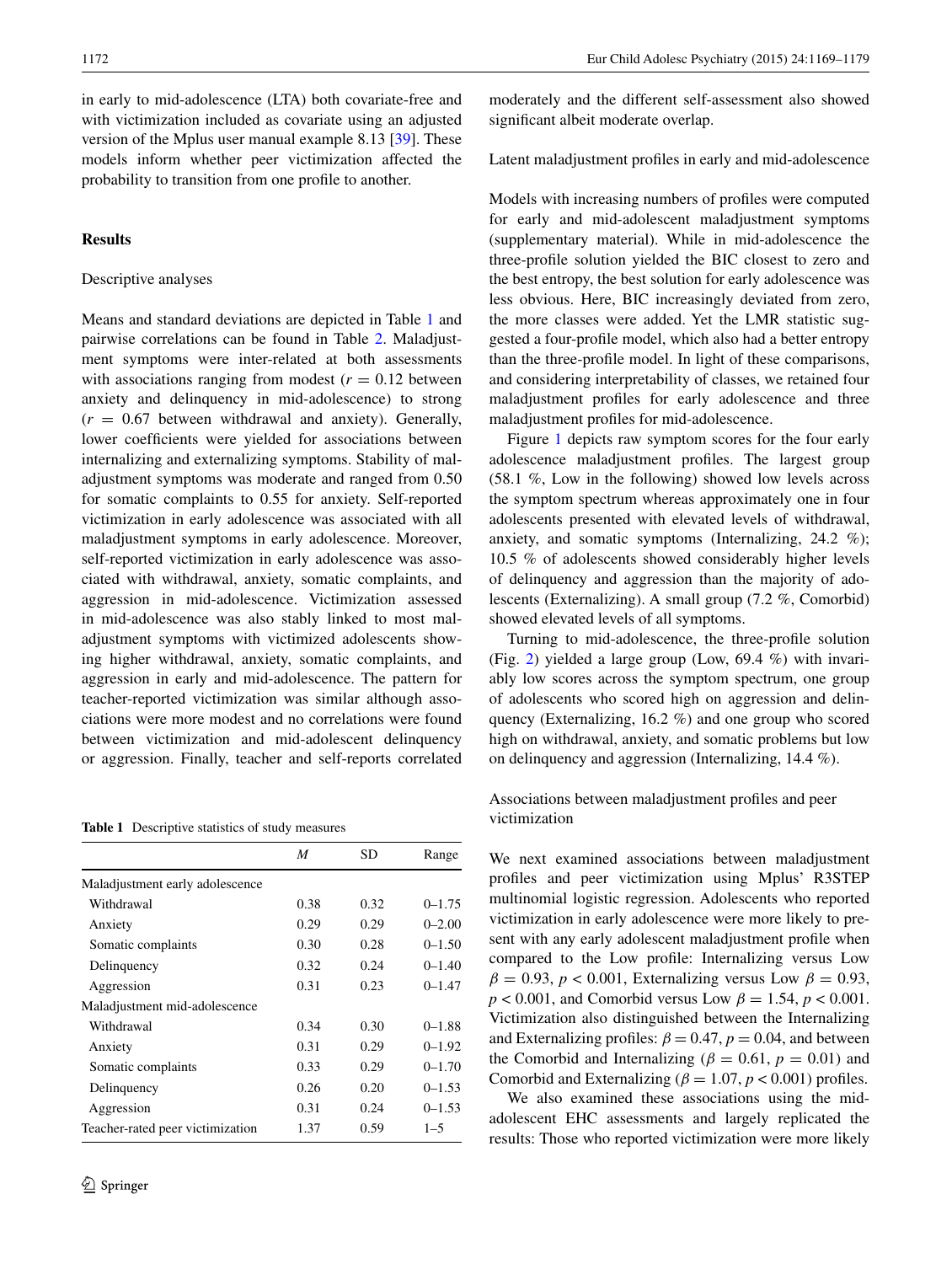in early to mid-adolescence (LTA) both covariate-free and with victimization included as covariate using an adjusted version of the Mplus user manual example 8.13 [39]. These models inform whether peer victimization affected the probability to transition from one profile to another.

## Results

### Descriptive analyses

Means and standard deviations are depicted in Table 1 and pairwise correlations can be found in Table 2. Maladjustment symptoms were inter-related at both assessments with associations ranging from modest ($r = 0.12$ between anxiety and delinquency in mid-adolescence) to strong ($r = 0.67$ between withdrawal and anxiety). Generally, lower coefficients were yielded for associations between internalizing and externalizing symptoms. Stability of maladjustment symptoms was moderate and ranged from 0.50 for somatic complaints to 0.55 for anxiety. Self-reported victimization in early adolescence was associated with all maladjustment symptoms in early adolescence. Moreover, self-reported victimization in early adolescence was associated with withdrawal, anxiety, somatic complaints, and aggression in mid-adolescence. Victimization assessed in mid-adolescence was also stably linked to most maladjustment symptoms with victimized adolescents showing higher withdrawal, anxiety, somatic complaints, and aggression in early and mid-adolescence. The pattern for teacher-reported victimization was similar although associations were more modest and no correlations were found between victimization and mid-adolescent delinquency or aggression. Finally, teacher and self-reports correlated moderately and the different self-assessment also showed significant albeit moderate overlap.

**Table 1** Descriptive statistics of study measures

| | *M* | SD | Range |
|---|---|---|---|
| Maladjustment early adolescence | | | |
| Withdrawal | 0.38 | 0.32 | 0–1.75 |
| Anxiety | 0.29 | 0.29 | 0–2.00 |
| Somatic complaints | 0.30 | 0.28 | 0–1.50 |
| Delinquency | 0.32 | 0.24 | 0–1.40 |
| Aggression | 0.31 | 0.23 | 0–1.47 |
| Maladjustment mid-adolescence | | | |
| Withdrawal | 0.34 | 0.30 | 0–1.88 |
| Anxiety | 0.31 | 0.29 | 0–1.92 |
| Somatic complaints | 0.33 | 0.29 | 0–1.70 |
| Delinquency | 0.26 | 0.20 | 0–1.53 |
| Aggression | 0.31 | 0.24 | 0–1.53 |
| Teacher-rated peer victimization | 1.37 | 0.59 | 1–5 |

### Latent maladjustment profiles in early and mid-adolescence

Models with increasing numbers of profiles were computed for early and mid-adolescent maladjustment symptoms (supplementary material). While in mid-adolescence the three-profile solution yielded the BIC closest to zero and the best entropy, the best solution for early adolescence was less obvious. Here, BIC increasingly deviated from zero, the more classes were added. Yet the LMR statistic suggested a four-profile model, which also had a better entropy than the three-profile model. In light of these comparisons, and considering interpretability of classes, we retained four maladjustment profiles for early adolescence and three maladjustment profiles for mid-adolescence.

Figure 1 depicts raw symptom scores for the four early adolescence maladjustment profiles. The largest group (58.1 %, Low in the following) showed low levels across the symptom spectrum whereas approximately one in four adolescents presented with elevated levels of withdrawal, anxiety, and somatic symptoms (Internalizing, 24.2 %); 10.5 % of adolescents showed considerably higher levels of delinquency and aggression than the majority of adolescents (Externalizing). A small group (7.2 %, Comorbid) showed elevated levels of all symptoms.

Turning to mid-adolescence, the three-profile solution (Fig. 2) yielded a large group (Low, 69.4 %) with invariably low scores across the symptom spectrum, one group of adolescents who scored high on aggression and delinquency (Externalizing, 16.2 %) and one group who scored high on withdrawal, anxiety, and somatic problems but low on delinquency and aggression (Internalizing, 14.4 %).

### Associations between maladjustment profiles and peer victimization

We next examined associations between maladjustment profiles and peer victimization using Mplus' R3STEP multinomial logistic regression. Adolescents who reported victimization in early adolescence were more likely to present with any early adolescent maladjustment profile when compared to the Low profile: Internalizing versus Low $\beta = 0.93$, $p < 0.001$, Externalizing versus Low $\beta = 0.93$, $p < 0.001$, and Comorbid versus Low $\beta = 1.54$, $p < 0.001$. Victimization also distinguished between the Internalizing and Externalizing profiles: $\beta = 0.47$, $p = 0.04$, and between the Comorbid and Internalizing ($\beta = 0.61$, $p = 0.01$) and Comorbid and Externalizing ($\beta = 1.07$, $p < 0.001$) profiles.

We also examined these associations using the mid-adolescent EHC assessments and largely replicated the results: Those who reported victimization were more likely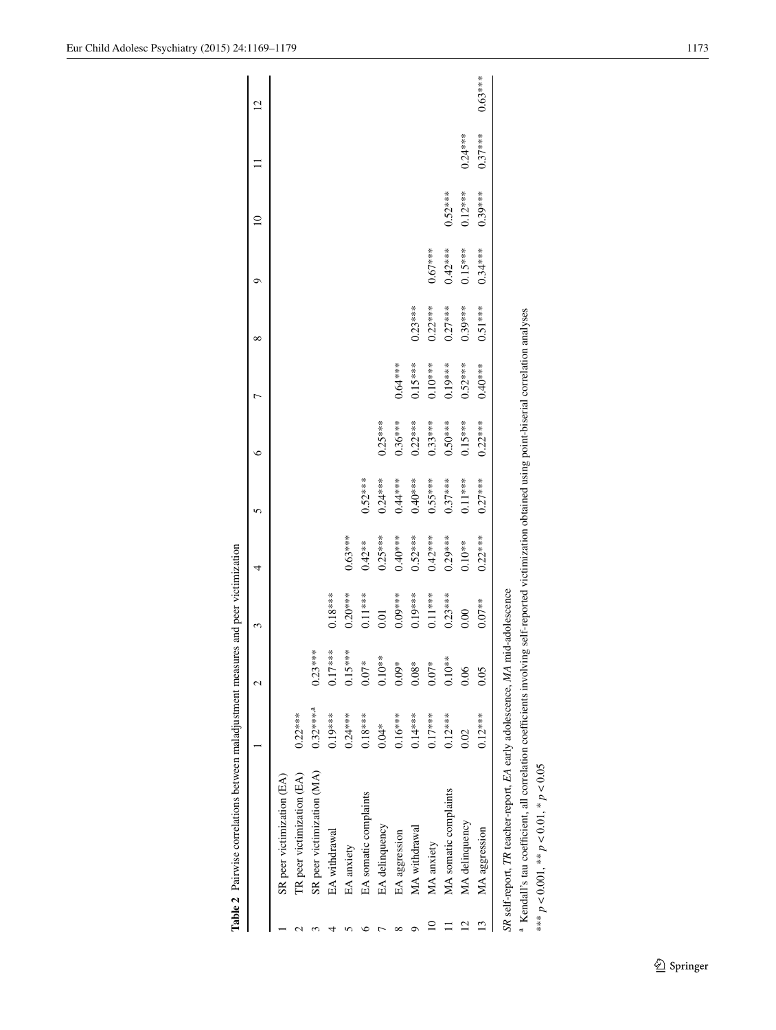**Table 2** Pairwise correlations between maladjustment measures and peer victimization

| | | 1 | 2 | 3 | 4 | 5 | 6 | 7 | 8 | 9 | 10 | 11 | 12 |
|---|---|---|---|---|---|---|---|---|---|---|---|---|---|
| 1 | SR peer victimization (EA) | | | | | | | | | | | | |
| 2 | TR peer victimization (EA) | 0.22*** | | | | | | | | | | | |
| 3 | SR peer victimization (MA) | 0.32***[a] | 0.23*** | | | | | | | | | | |
| 4 | EA withdrawal | 0.19*** | 0.17*** | 0.18*** | | | | | | | | | |
| 5 | EA anxiety | 0.24*** | 0.15*** | 0.20*** | 0.63*** | | | | | | | | |
| 6 | EA somatic complaints | 0.18*** | 0.07* | 0.11*** | 0.42** | 0.52*** | | | | | | | |
| 7 | EA delinquency | 0.04* | 0.10** | 0.01 | 0.25*** | 0.24*** | 0.25*** | | | | | | |
| 8 | EA aggression | 0.16*** | 0.09* | 0.09*** | 0.40*** | 0.44*** | 0.36*** | 0.64*** | | | | | |
| 9 | MA withdrawal | 0.14*** | 0.08* | 0.19*** | 0.52*** | 0.40*** | 0.22*** | 0.15*** | 0.23*** | | | | |
| 10 | MA anxiety | 0.17*** | 0.07* | 0.11*** | 0.42*** | 0.55*** | 0.33*** | 0.10*** | 0.22*** | 0.67*** | | | |
| 11 | MA somatic complaints | 0.12*** | 0.10** | 0.23*** | 0.29*** | 0.37*** | 0.50*** | 0.19*** | 0.27*** | 0.42*** | 0.52*** | | |
| 12 | MA delinquency | 0.02 | 0.06 | 0.00 | 0.10** | 0.11*** | 0.15*** | 0.52*** | 0.39*** | 0.15*** | 0.12*** | 0.24*** | |
| 13 | MA aggression | 0.12*** | 0.05 | 0.07** | 0.22*** | 0.27*** | 0.22*** | 0.40*** | 0.51*** | 0.34*** | 0.39*** | 0.37*** | 0.63*** |

*SR* self-report, *TR* teacher-report, *EA* early adolescence, *MA* mid-adolescence

[a] Kendall's tau coefficient, all correlation coefficients involving self-reported victimization obtained using point-biserial correlation analyses

*** $p < 0.001$, ** $p < 0.01$, * $p < 0.05$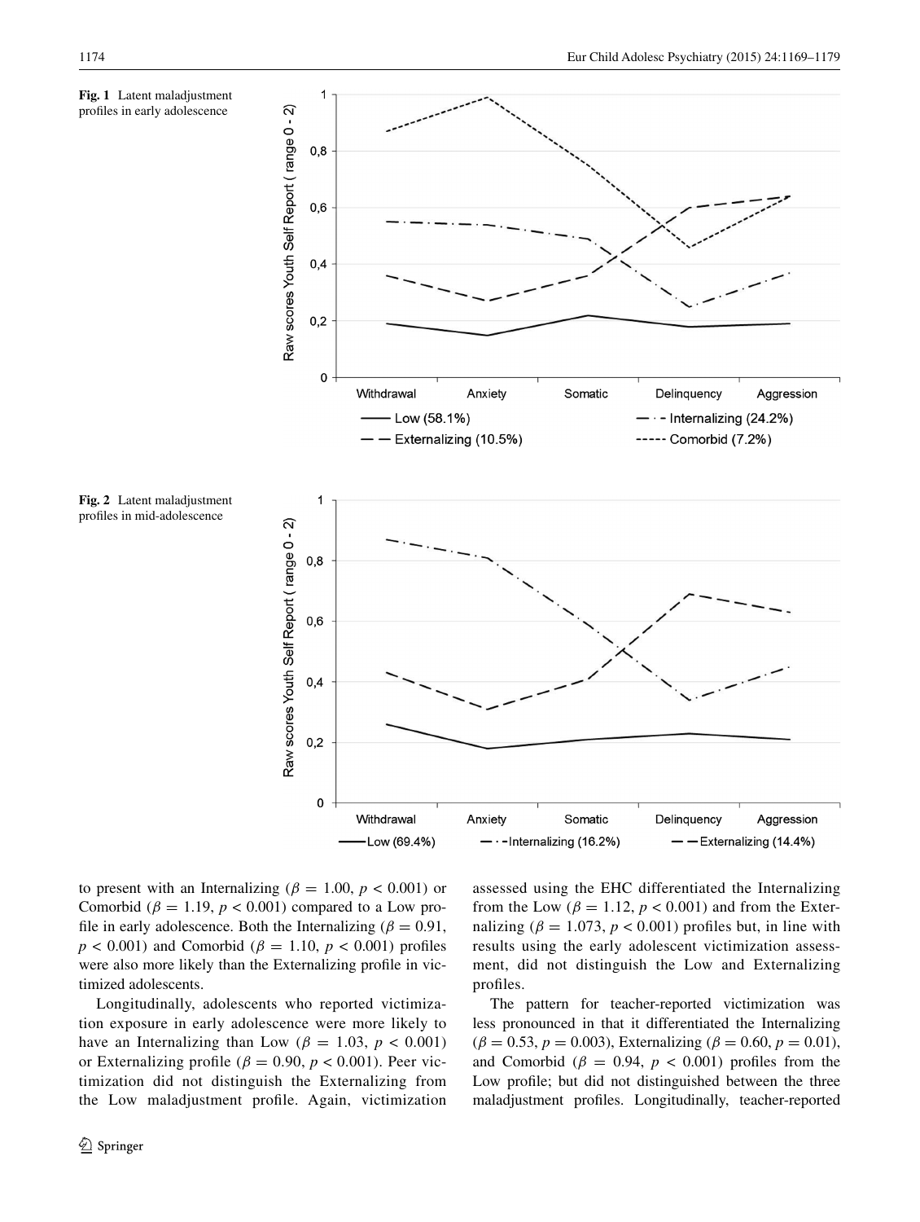Fig. 1 Latent maladjustment profiles in early adolescence

Fig. 2 Latent maladjustment profiles in mid-adolescence

to present with an Internalizing ($\beta = 1.00$, $p < 0.001$) or Comorbid ($\beta = 1.19$, $p < 0.001$) compared to a Low profile in early adolescence. Both the Internalizing ($\beta = 0.91$, $p < 0.001$) and Comorbid ($\beta = 1.10$, $p < 0.001$) profiles were also more likely than the Externalizing profile in victimized adolescents.

Longitudinally, adolescents who reported victimization exposure in early adolescence were more likely to have an Internalizing than Low ($\beta = 1.03$, $p < 0.001$) or Externalizing profile ($\beta = 0.90$, $p < 0.001$). Peer victimization did not distinguish the Externalizing from the Low maladjustment profile. Again, victimization assessed using the EHC differentiated the Internalizing from the Low ($\beta = 1.12$, $p < 0.001$) and from the Externalizing ($\beta = 1.073$, $p < 0.001$) profiles but, in line with results using the early adolescent victimization assessment, did not distinguish the Low and Externalizing profiles.

The pattern for teacher-reported victimization was less pronounced in that it differentiated the Internalizing ($\beta = 0.53$, $p = 0.003$), Externalizing ($\beta = 0.60$, $p = 0.01$), and Comorbid ($\beta = 0.94$, $p < 0.001$) profiles from the Low profile; but did not distinguished between the three maladjustment profiles. Longitudinally, teacher-reported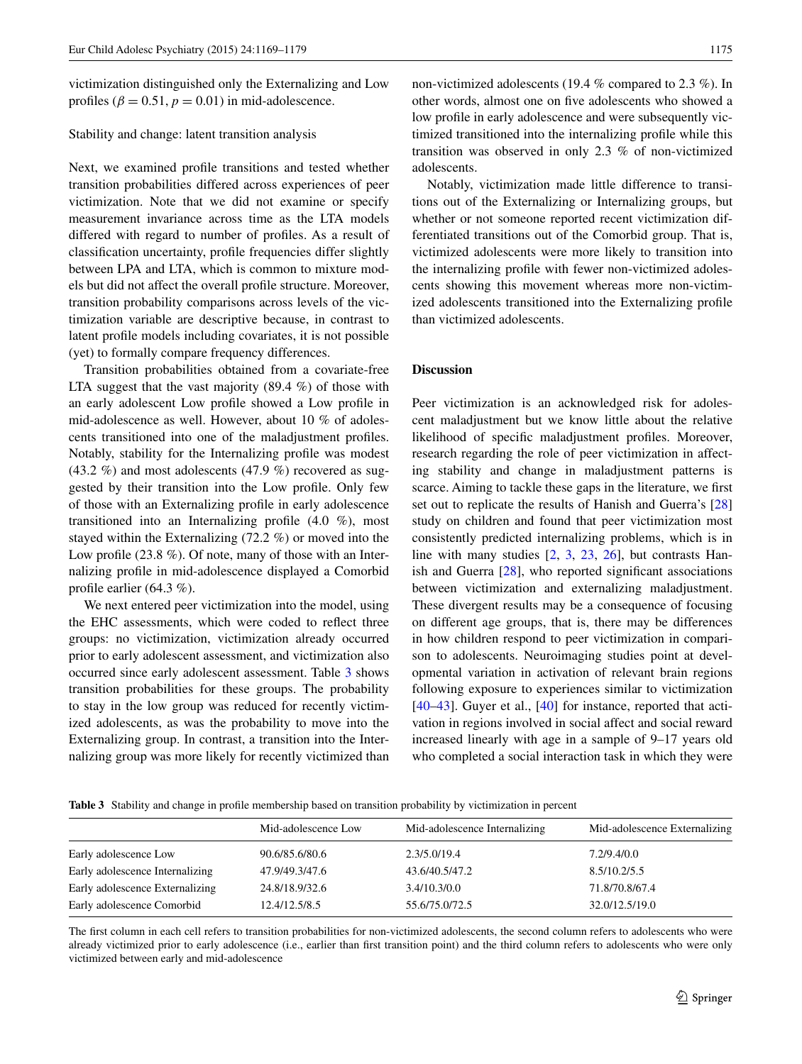victimization distinguished only the Externalizing and Low profiles ($\beta = 0.51$, $p = 0.01$) in mid-adolescence.

### Stability and change: latent transition analysis

Next, we examined profile transitions and tested whether transition probabilities differed across experiences of peer victimization. Note that we did not examine or specify measurement invariance across time as the LTA models differed with regard to number of profiles. As a result of classification uncertainty, profile frequencies differ slightly between LPA and LTA, which is common to mixture models but did not affect the overall profile structure. Moreover, transition probability comparisons across levels of the victimization variable are descriptive because, in contrast to latent profile models including covariates, it is not possible (yet) to formally compare frequency differences.

Transition probabilities obtained from a covariate-free LTA suggest that the vast majority (89.4 %) of those with an early adolescent Low profile showed a Low profile in mid-adolescence as well. However, about 10 % of adolescents transitioned into one of the maladjustment profiles. Notably, stability for the Internalizing profile was modest (43.2 %) and most adolescents (47.9 %) recovered as suggested by their transition into the Low profile. Only few of those with an Externalizing profile in early adolescence transitioned into an Internalizing profile (4.0 %), most stayed within the Externalizing (72.2 %) or moved into the Low profile (23.8 %). Of note, many of those with an Internalizing profile in mid-adolescence displayed a Comorbid profile earlier (64.3 %).

We next entered peer victimization into the model, using the EHC assessments, which were coded to reflect three groups: no victimization, victimization already occurred prior to early adolescent assessment, and victimization also occurred since early adolescent assessment. Table 3 shows transition probabilities for these groups. The probability to stay in the low group was reduced for recently victimized adolescents, as was the probability to move into the Externalizing group. In contrast, a transition into the Internalizing group was more likely for recently victimized than non-victimized adolescents (19.4 % compared to 2.3 %). In other words, almost one on five adolescents who showed a low profile in early adolescence and were subsequently victimized transitioned into the internalizing profile while this transition was observed in only 2.3 % of non-victimized adolescents.

Notably, victimization made little difference to transitions out of the Externalizing or Internalizing groups, but whether or not someone reported recent victimization differentiated transitions out of the Comorbid group. That is, victimized adolescents were more likely to transition into the internalizing profile with fewer non-victimized adolescents showing this movement whereas more non-victimized adolescents transitioned into the Externalizing profile than victimized adolescents.

## Discussion

Peer victimization is an acknowledged risk for adolescent maladjustment but we know little about the relative likelihood of specific maladjustment profiles. Moreover, research regarding the role of peer victimization in affecting stability and change in maladjustment patterns is scarce. Aiming to tackle these gaps in the literature, we first set out to replicate the results of Hanish and Guerra's [28] study on children and found that peer victimization most consistently predicted internalizing problems, which is in line with many studies [2, 3, 23, 26], but contrasts Hanish and Guerra [28], who reported significant associations between victimization and externalizing maladjustment. These divergent results may be a consequence of focusing on different age groups, that is, there may be differences in how children respond to peer victimization in comparison to adolescents. Neuroimaging studies point at developmental variation in activation of relevant brain regions following exposure to experiences similar to victimization [40–43]. Guyer et al., [40] for instance, reported that activation in regions involved in social affect and social reward increased linearly with age in a sample of 9–17 years old who completed a social interaction task in which they were

**Table 3** Stability and change in profile membership based on transition probability by victimization in percent

| | Mid-adolescence Low | Mid-adolescence Internalizing | Mid-adolescence Externalizing |
|---|---|---|---|
| Early adolescence Low | 90.6/85.6/80.6 | 2.3/5.0/19.4 | 7.2/9.4/0.0 |
| Early adolescence Internalizing | 47.9/49.3/47.6 | 43.6/40.5/47.2 | 8.5/10.2/5.5 |
| Early adolescence Externalizing | 24.8/18.9/32.6 | 3.4/10.3/0.0 | 71.8/70.8/67.4 |
| Early adolescence Comorbid | 12.4/12.5/8.5 | 55.6/75.0/72.5 | 32.0/12.5/19.0 |

The first column in each cell refers to transition probabilities for non-victimized adolescents, the second column refers to adolescents who were already victimized prior to early adolescence (i.e., earlier than first transition point) and the third column refers to adolescents who were only victimized between early and mid-adolescence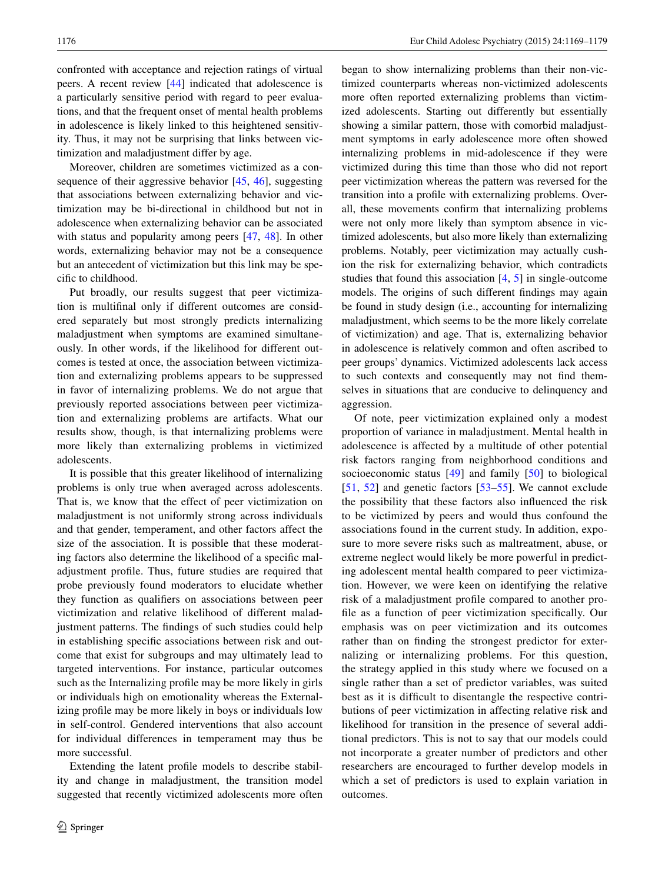confronted with acceptance and rejection ratings of virtual peers. A recent review [44] indicated that adolescence is a particularly sensitive period with regard to peer evaluations, and that the frequent onset of mental health problems in adolescence is likely linked to this heightened sensitivity. Thus, it may not be surprising that links between victimization and maladjustment differ by age.

Moreover, children are sometimes victimized as a consequence of their aggressive behavior [45, 46], suggesting that associations between externalizing behavior and victimization may be bi-directional in childhood but not in adolescence when externalizing behavior can be associated with status and popularity among peers [47, 48]. In other words, externalizing behavior may not be a consequence but an antecedent of victimization but this link may be specific to childhood.

Put broadly, our results suggest that peer victimization is multifinal only if different outcomes are considered separately but most strongly predicts internalizing maladjustment when symptoms are examined simultaneously. In other words, if the likelihood for different outcomes is tested at once, the association between victimization and externalizing problems appears to be suppressed in favor of internalizing problems. We do not argue that previously reported associations between peer victimization and externalizing problems are artifacts. What our results show, though, is that internalizing problems were more likely than externalizing problems in victimized adolescents.

It is possible that this greater likelihood of internalizing problems is only true when averaged across adolescents. That is, we know that the effect of peer victimization on maladjustment is not uniformly strong across individuals and that gender, temperament, and other factors affect the size of the association. It is possible that these moderating factors also determine the likelihood of a specific maladjustment profile. Thus, future studies are required that probe previously found moderators to elucidate whether they function as qualifiers on associations between peer victimization and relative likelihood of different maladjustment patterns. The findings of such studies could help in establishing specific associations between risk and outcome that exist for subgroups and may ultimately lead to targeted interventions. For instance, particular outcomes such as the Internalizing profile may be more likely in girls or individuals high on emotionality whereas the Externalizing profile may be more likely in boys or individuals low in self-control. Gendered interventions that also account for individual differences in temperament may thus be more successful.

Extending the latent profile models to describe stability and change in maladjustment, the transition model suggested that recently victimized adolescents more often began to show internalizing problems than their non-victimized counterparts whereas non-victimized adolescents more often reported externalizing problems than victimized adolescents. Starting out differently but essentially showing a similar pattern, those with comorbid maladjustment symptoms in early adolescence more often showed internalizing problems in mid-adolescence if they were victimized during this time than those who did not report peer victimization whereas the pattern was reversed for the transition into a profile with externalizing problems. Overall, these movements confirm that internalizing problems were not only more likely than symptom absence in victimized adolescents, but also more likely than externalizing problems. Notably, peer victimization may actually cushion the risk for externalizing behavior, which contradicts studies that found this association [4, 5] in single-outcome models. The origins of such different findings may again be found in study design (i.e., accounting for internalizing maladjustment, which seems to be the more likely correlate of victimization) and age. That is, externalizing behavior in adolescence is relatively common and often ascribed to peer groups' dynamics. Victimized adolescents lack access to such contexts and consequently may not find themselves in situations that are conducive to delinquency and aggression.

Of note, peer victimization explained only a modest proportion of variance in maladjustment. Mental health in adolescence is affected by a multitude of other potential risk factors ranging from neighborhood conditions and socioeconomic status [49] and family [50] to biological [51, 52] and genetic factors [53–55]. We cannot exclude the possibility that these factors also influenced the risk to be victimized by peers and would thus confound the associations found in the current study. In addition, exposure to more severe risks such as maltreatment, abuse, or extreme neglect would likely be more powerful in predicting adolescent mental health compared to peer victimization. However, we were keen on identifying the relative risk of a maladjustment profile compared to another profile as a function of peer victimization specifically. Our emphasis was on peer victimization and its outcomes rather than on finding the strongest predictor for externalizing or internalizing problems. For this question, the strategy applied in this study where we focused on a single rather than a set of predictor variables, was suited best as it is difficult to disentangle the respective contributions of peer victimization in affecting relative risk and likelihood for transition in the presence of several additional predictors. This is not to say that our models could not incorporate a greater number of predictors and other researchers are encouraged to further develop models in which a set of predictors is used to explain variation in outcomes.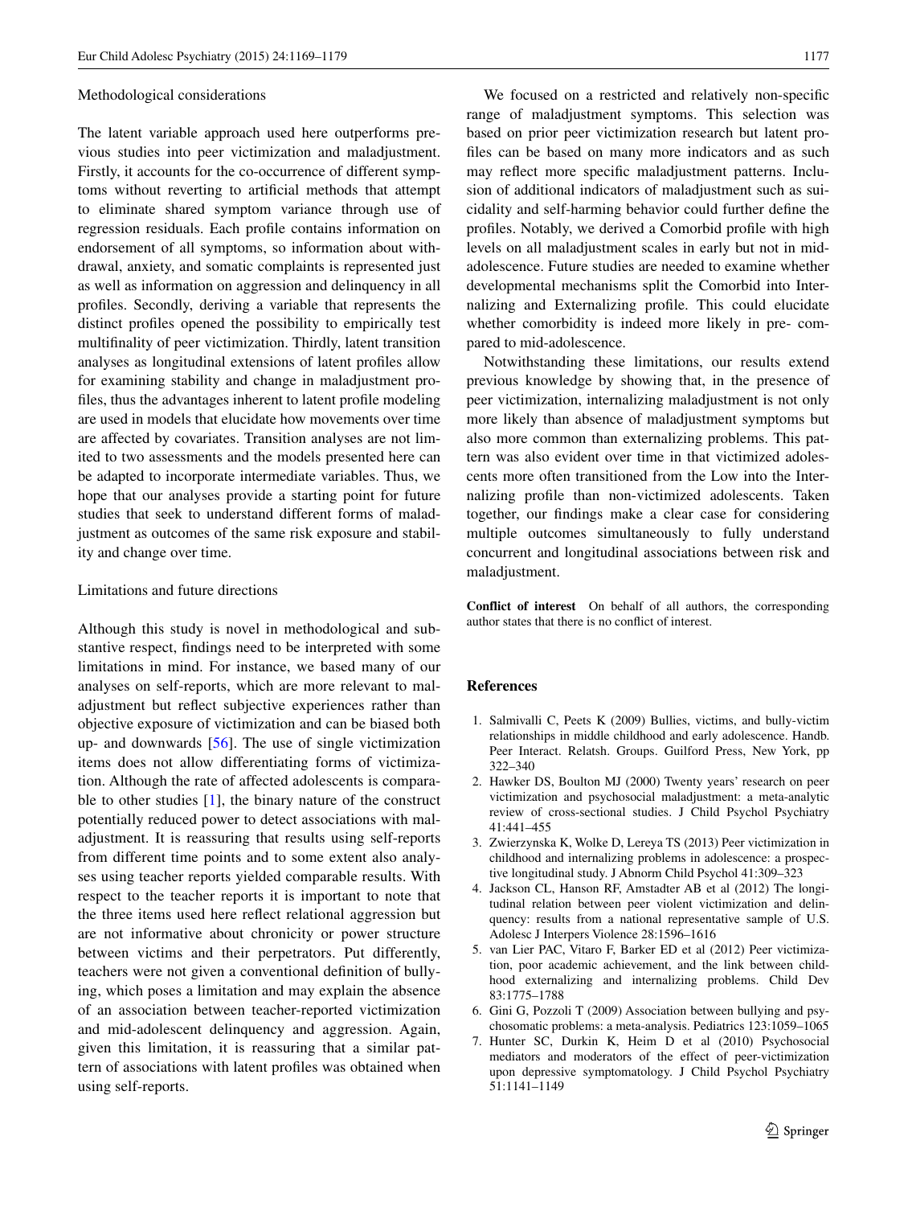### Methodological considerations

The latent variable approach used here outperforms previous studies into peer victimization and maladjustment. Firstly, it accounts for the co-occurrence of different symptoms without reverting to artificial methods that attempt to eliminate shared symptom variance through use of regression residuals. Each profile contains information on endorsement of all symptoms, so information about withdrawal, anxiety, and somatic complaints is represented just as well as information on aggression and delinquency in all profiles. Secondly, deriving a variable that represents the distinct profiles opened the possibility to empirically test multifinality of peer victimization. Thirdly, latent transition analyses as longitudinal extensions of latent profiles allow for examining stability and change in maladjustment profiles, thus the advantages inherent to latent profile modeling are used in models that elucidate how movements over time are affected by covariates. Transition analyses are not limited to two assessments and the models presented here can be adapted to incorporate intermediate variables. Thus, we hope that our analyses provide a starting point for future studies that seek to understand different forms of maladjustment as outcomes of the same risk exposure and stability and change over time.

### Limitations and future directions

Although this study is novel in methodological and substantive respect, findings need to be interpreted with some limitations in mind. For instance, we based many of our analyses on self-reports, which are more relevant to maladjustment but reflect subjective experiences rather than objective exposure of victimization and can be biased both up- and downwards [56]. The use of single victimization items does not allow differentiating forms of victimization. Although the rate of affected adolescents is comparable to other studies [1], the binary nature of the construct potentially reduced power to detect associations with maladjustment. It is reassuring that results using self-reports from different time points and to some extent also analyses using teacher reports yielded comparable results. With respect to the teacher reports it is important to note that the three items used here reflect relational aggression but are not informative about chronicity or power structure between victims and their perpetrators. Put differently, teachers were not given a conventional definition of bullying, which poses a limitation and may explain the absence of an association between teacher-reported victimization and mid-adolescent delinquency and aggression. Again, given this limitation, it is reassuring that a similar pattern of associations with latent profiles was obtained when using self-reports.

We focused on a restricted and relatively non-specific range of maladjustment symptoms. This selection was based on prior peer victimization research but latent profiles can be based on many more indicators and as such may reflect more specific maladjustment patterns. Inclusion of additional indicators of maladjustment such as suicidality and self-harming behavior could further define the profiles. Notably, we derived a Comorbid profile with high levels on all maladjustment scales in early but not in mid-adolescence. Future studies are needed to examine whether developmental mechanisms split the Comorbid into Internalizing and Externalizing profile. This could elucidate whether comorbidity is indeed more likely in pre- compared to mid-adolescence.

Notwithstanding these limitations, our results extend previous knowledge by showing that, in the presence of peer victimization, internalizing maladjustment is not only more likely than absence of maladjustment symptoms but also more common than externalizing problems. This pattern was also evident over time in that victimized adolescents more often transitioned from the Low into the Internalizing profile than non-victimized adolescents. Taken together, our findings make a clear case for considering multiple outcomes simultaneously to fully understand concurrent and longitudinal associations between risk and maladjustment.

**Conflict of interest** On behalf of all authors, the corresponding author states that there is no conflict of interest.

## References

1. Salmivalli C, Peets K (2009) Bullies, victims, and bully-victim relationships in middle childhood and early adolescence. Handb. Peer Interact. Relatsh. Groups. Guilford Press, New York, pp 322–340
2. Hawker DS, Boulton MJ (2000) Twenty years' research on peer victimization and psychosocial maladjustment: a meta-analytic review of cross-sectional studies. J Child Psychol Psychiatry 41:441–455
3. Zwierzynska K, Wolke D, Lereya TS (2013) Peer victimization in childhood and internalizing problems in adolescence: a prospective longitudinal study. J Abnorm Child Psychol 41:309–323
4. Jackson CL, Hanson RF, Amstadter AB et al (2012) The longitudinal relation between peer violent victimization and delinquency: results from a national representative sample of U.S. Adolesc J Interpers Violence 28:1596–1616
5. van Lier PAC, Vitaro F, Barker ED et al (2012) Peer victimization, poor academic achievement, and the link between childhood externalizing and internalizing problems. Child Dev 83:1775–1788
6. Gini G, Pozzoli T (2009) Association between bullying and psychosomatic problems: a meta-analysis. Pediatrics 123:1059–1065
7. Hunter SC, Durkin K, Heim D et al (2010) Psychosocial mediators and moderators of the effect of peer-victimization upon depressive symptomatology. J Child Psychol Psychiatry 51:1141–1149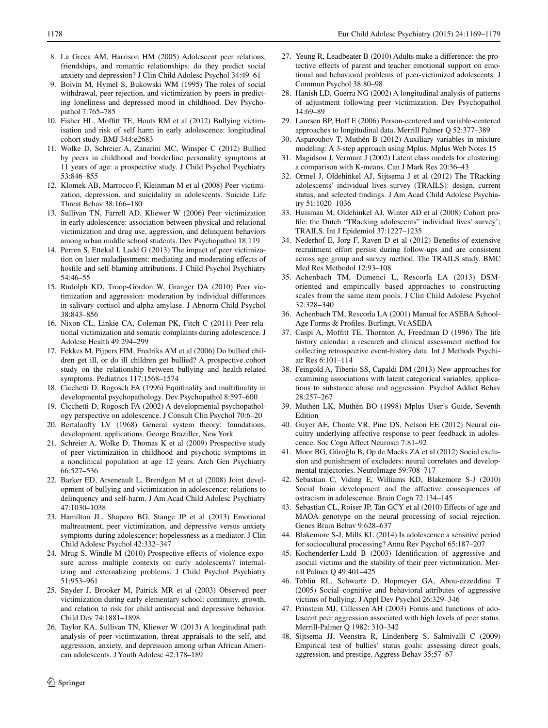8. La Greca AM, Harrison HM (2005) Adolescent peer relations, friendships, and romantic relationships: do they predict social anxiety and depression? J Clin Child Adolesc Psychol 34:49–61
9. Boivin M, Hymel S, Bukowski WM (1995) The roles of social withdrawal, peer rejection, and victimization by peers in predicting loneliness and depressed mood in childhood. Dev Psychopathol 7:765–785
10. Fisher HL, Moffitt TE, Houts RM et al (2012) Bullying victimisation and risk of self harm in early adolescence: longitudinal cohort study. BMJ 344:e2683
11. Wolke D, Schreier A, Zanarini MC, Winsper C (2012) Bullied by peers in childhood and borderline personality symptoms at 11 years of age: a prospective study. J Child Psychol Psychiatry 53:846–855
12. Klomek AB, Marrocco F, Kleinman M et al (2008) Peer victimization, depression, and suicidality in adolescents. Suicide Life Threat Behav 38:166–180
13. Sullivan TN, Farrell AD, Kliewer W (2006) Peer victimization in early adolescence: association between physical and relational victimization and drug use, aggression, and delinquent behaviors among urban middle school students. Dev Psychopathol 18:119
14. Perren S, Ettekal I, Ladd G (2013) The impact of peer victimization on later maladjustment: mediating and moderating effects of hostile and self-blaming attributions. J Child Psychol Psychiatry 54:46–55
15. Rudolph KD, Troop-Gordon W, Granger DA (2010) Peer victimization and aggression: moderation by individual differences in salivary cortisol and alpha-amylase. J Abnorm Child Psychol 38:843–856
16. Nixon CL, Linkie CA, Coleman PK, Fitch C (2011) Peer relational victimization and somatic complaints during adolescence. J Adolesc Health 49:294–299
17. Fekkes M, Pijpers FIM, Fredriks AM et al (2006) Do bullied children get ill, or do ill children get bullied? A prospective cohort study on the relationship between bullying and health-related symptoms. Pediatrics 117:1568–1574
18. Cicchetti D, Rogosch FA (1996) Equifinality and multifinality in developmental psychopathology. Dev Psychopathol 8:597–600
19. Cicchetti D, Rogosch FA (2002) A developmental psychopathology perspective on adolescence. J Consult Clin Psychol 70:6–20
20. Bertalanffy LV (1968) General system theory: foundations, development, applications. George Braziller, New York
21. Schreier A, Wolke D, Thomas K et al (2009) Prospective study of peer victimization in childhood and psychotic symptoms in a nonclinical population at age 12 years. Arch Gen Psychiatry 66:527–536
22. Barker ED, Arseneault L, Brendgen M et al (2008) Joint development of bullying and victimization in adolescence: relations to delinquency and self-harm. J Am Acad Child Adolesc Psychiatry 47:1030–1038
23. Hamilton JL, Shapero BG, Stange JP et al (2013) Emotional maltreatment, peer victimization, and depressive versus anxiety symptoms during adolescence: hopelessness as a mediator. J Clin Child Adolesc Psychol 42:332–347
24. Mrug S, Windle M (2010) Prospective effects of violence exposure across multiple contexts on early adolescents? internalizing and externalizing problems. J Child Psychol Psychiatry 51:953–961
25. Snyder J, Brooker M, Patrick MR et al (2003) Observed peer victimization during early elementary school: continuity, growth, and relation to risk for child antisocial and depressive behavior. Child Dev 74:1881–1898
26. Taylor KA, Sullivan TN, Kliewer W (2013) A longitudinal path analysis of peer victimization, threat appraisals to the self, and aggression, anxiety, and depression among urban African American adolescents. J Youth Adolesc 42:178–189
27. Yeung R, Leadbeater B (2010) Adults make a difference: the protective effects of parent and teacher emotional support on emotional and behavioral problems of peer-victimized adolescents. J Commun Psychol 38:80–98
28. Hanish LD, Guerra NG (2002) A longitudinal analysis of patterns of adjustment following peer victimization. Dev Psychopathol 14:69–89
29. Laursen BP, Hoff E (2006) Person-centered and variable-centered approaches to longitudinal data. Merrill Palmer Q 52:377–389
30. Asparouhov T, Muthén B (2012) Auxiliary variables in mixture modeling: A 3-step approach using Mplus. Mplus Web Notes 15
31. Magidson J, Vermunt J (2002) Latent class models for clustering: a comparison with K-means. Can J Mark Res 20:36–43
32. Ormel J, Oldehinkel AJ, Sijtsema J et al (2012) The TRacking adolescents' individual lives survey (TRAILS): design, current status, and selected findings. J Am Acad Child Adolesc Psychiatry 51:1020–1036
33. Huisman M, Oldehinkel AJ, Winter AD et al (2008) Cohort profile: the Dutch "TRacking adolescents" individual lives' survey'; TRAILS. Int J Epidemiol 37:1227–1235
34. Nederhof E, Jorg F, Raven D et al (2012) Benefits of extensive recruitment effort persist during follow-ups and are consistent across age group and survey method. The TRAILS study. BMC Med Res Methodol 12:93–108
35. Achenbach TM, Dumenci L, Rescorla LA (2013) DSM-oriented and empirically based approaches to constructing scales from the same item pools. J Clin Child Adolesc Psychol 32:328–340
36. Achenbach TM, Rescorla LA (2001) Manual for ASEBA School-Age Forms & Profiles. Burlingt, Vt ASEBA
37. Caspi A, Moffitt TE, Thornton A, Freedman D (1996) The life history calendar: a research and clinical assessment method for collecting retrospective event-history data. Int J Methods Psychiatr Res 6:101–114
38. Feingold A, Tiberio SS, Capaldi DM (2013) New approaches for examining associations with latent categorical variables: applications to substance abuse and aggression. Psychol Addict Behav 28:257–267
39. Muthén LK, Muthén BO (1998) Mplus User's Guide, Seventh Edition
40. Guyer AE, Choate VR, Pine DS, Nelson EE (2012) Neural circuitry underlying affective response to peer feedback in adolescence. Soc Cogn Affect Neurosci 7:81–92
41. Moor BG, Güroğlu B, Op de Macks ZA et al (2012) Social exclusion and punishment of excluders: neural correlates and developmental trajectories. NeuroImage 59:708–717
42. Sebastian C, Viding E, Williams KD, Blakemore S-J (2010) Social brain development and the affective consequences of ostracism in adolescence. Brain Cogn 72:134–145
43. Sebastian CL, Roiser JP, Tan GCY et al (2010) Effects of age and MAOA genotype on the neural processing of social rejection. Genes Brain Behav 9:628–637
44. Blakemore S-J, Mills KL (2014) Is adolescence a sensitive period for sociocultural processing? Annu Rev Psychol 65:187–207
45. Kochenderfer-Ladd B (2003) Identification of aggressive and asocial victims and the stability of their peer victimization. Merrill Palmer Q 49:401–425
46. Toblin RL, Schwartz D, Hopmeyer GA, Abou-ezzeddine T (2005) Social–cognitive and behavioral attributes of aggressive victims of bullying. J Appl Dev Psychol 26:329–346
47. Prinstein MJ, Cillessen AH (2003) Forms and functions of adolescent peer aggression associated with high levels of peer status. Merrill-Palmer Q 1982: 310–342
48. Sijtsema JJ, Veenstra R, Lindenberg S, Salmivalli C (2009) Empirical test of bullies' status goals: assessing direct goals, aggression, and prestige. Aggress Behav 35:57–67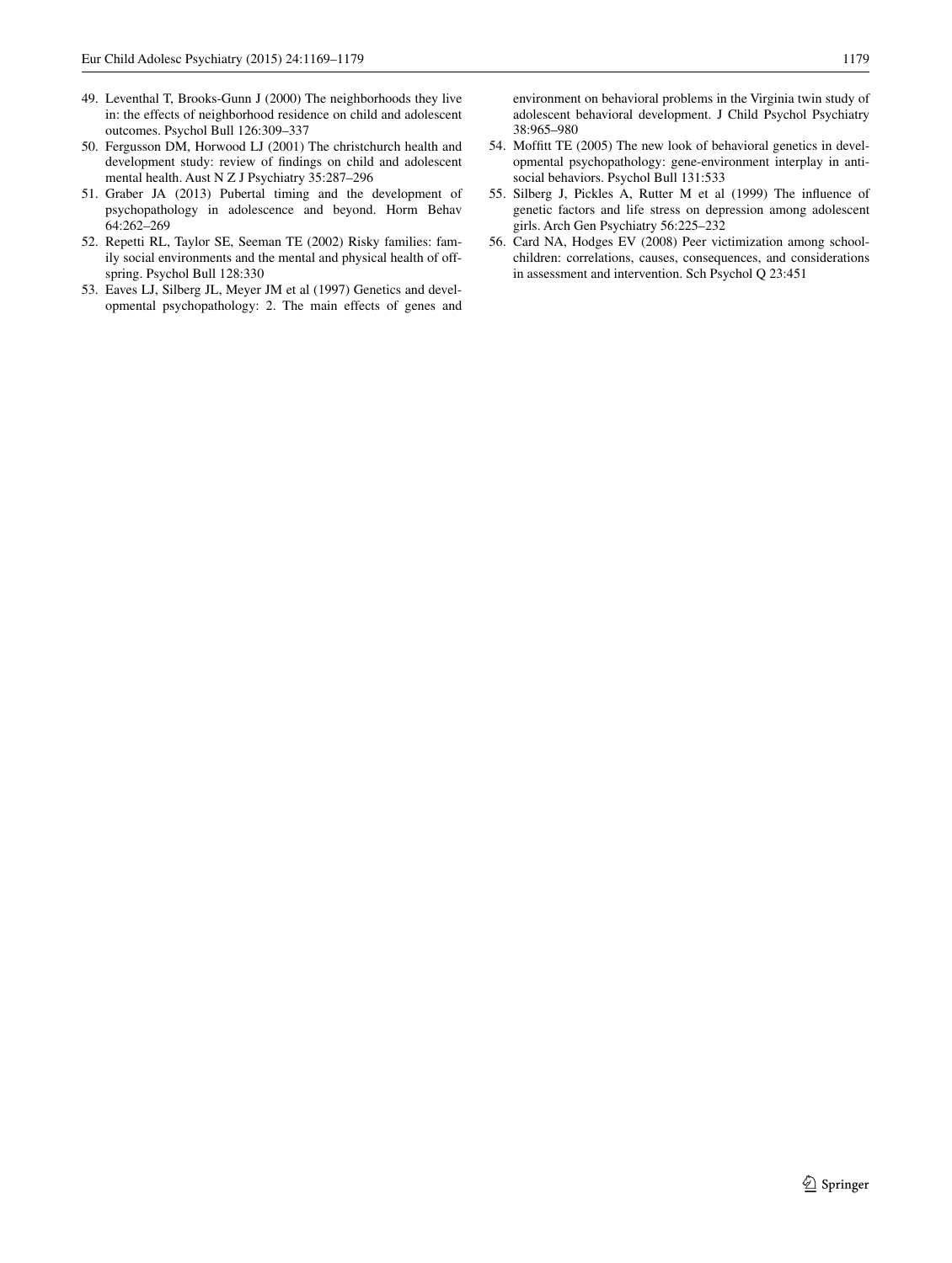49. Leventhal T, Brooks-Gunn J (2000) The neighborhoods they live in: the effects of neighborhood residence on child and adolescent outcomes. Psychol Bull 126:309–337
50. Fergusson DM, Horwood LJ (2001) The christchurch health and development study: review of findings on child and adolescent mental health. Aust N Z J Psychiatry 35:287–296
51. Graber JA (2013) Pubertal timing and the development of psychopathology in adolescence and beyond. Horm Behav 64:262–269
52. Repetti RL, Taylor SE, Seeman TE (2002) Risky families: family social environments and the mental and physical health of offspring. Psychol Bull 128:330
53. Eaves LJ, Silberg JL, Meyer JM et al (1997) Genetics and developmental psychopathology: 2. The main effects of genes and environment on behavioral problems in the Virginia twin study of adolescent behavioral development. J Child Psychol Psychiatry 38:965–980
54. Moffitt TE (2005) The new look of behavioral genetics in developmental psychopathology: gene-environment interplay in antisocial behaviors. Psychol Bull 131:533
55. Silberg J, Pickles A, Rutter M et al (1999) The influence of genetic factors and life stress on depression among adolescent girls. Arch Gen Psychiatry 56:225–232
56. Card NA, Hodges EV (2008) Peer victimization among schoolchildren: correlations, causes, consequences, and considerations in assessment and intervention. Sch Psychol Q 23:451